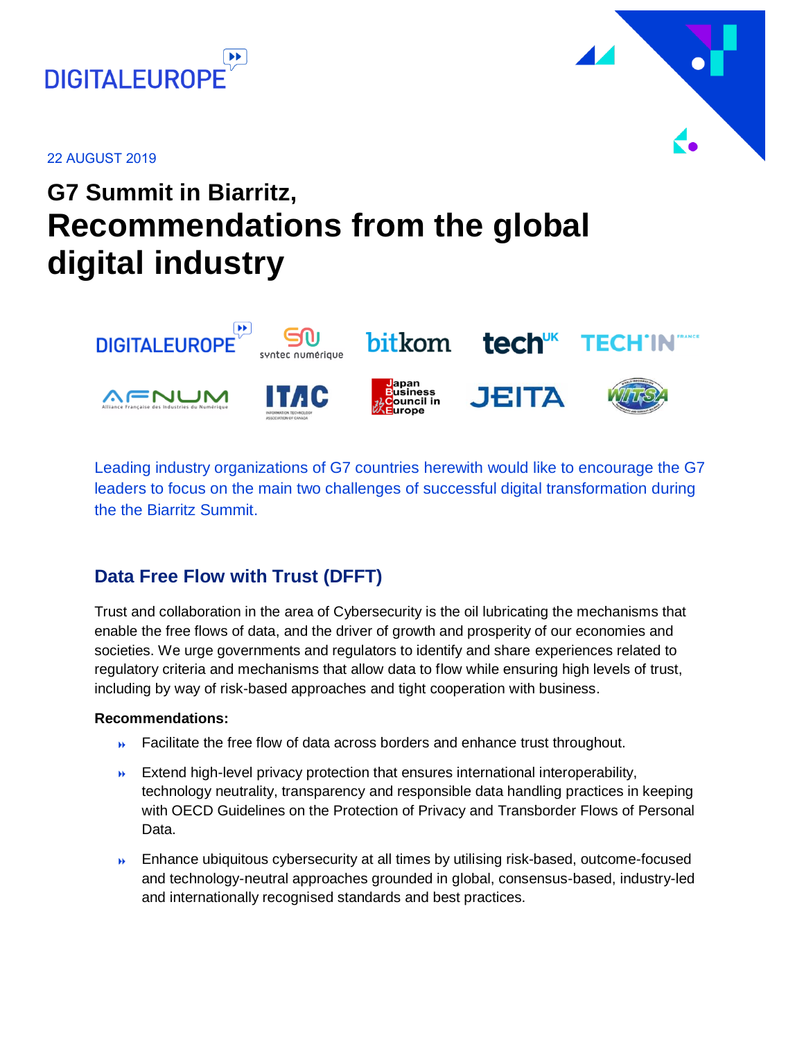22 AUGUST 2019

# G7 Summit in Biarritz,
# Recommendations from the global digital industry

Leading industry organizations of G7 countries herewith would like to encourage the G7 leaders to focus on the main two challenges of successful digital transformation during the the Biarritz Summit.

## Data Free Flow with Trust (DFFT)

Trust and collaboration in the area of Cybersecurity is the oil lubricating the mechanisms that enable the free flows of data, and the driver of growth and prosperity of our economies and societies. We urge governments and regulators to identify and share experiences related to regulatory criteria and mechanisms that allow data to flow while ensuring high levels of trust, including by way of risk-based approaches and tight cooperation with business.

**Recommendations:**

- Facilitate the free flow of data across borders and enhance trust throughout.
- Extend high-level privacy protection that ensures international interoperability, technology neutrality, transparency and responsible data handling practices in keeping with OECD Guidelines on the Protection of Privacy and Transborder Flows of Personal Data.
- Enhance ubiquitous cybersecurity at all times by utilising risk-based, outcome-focused and technology-neutral approaches grounded in global, consensus-based, industry-led and internationally recognised standards and best practices.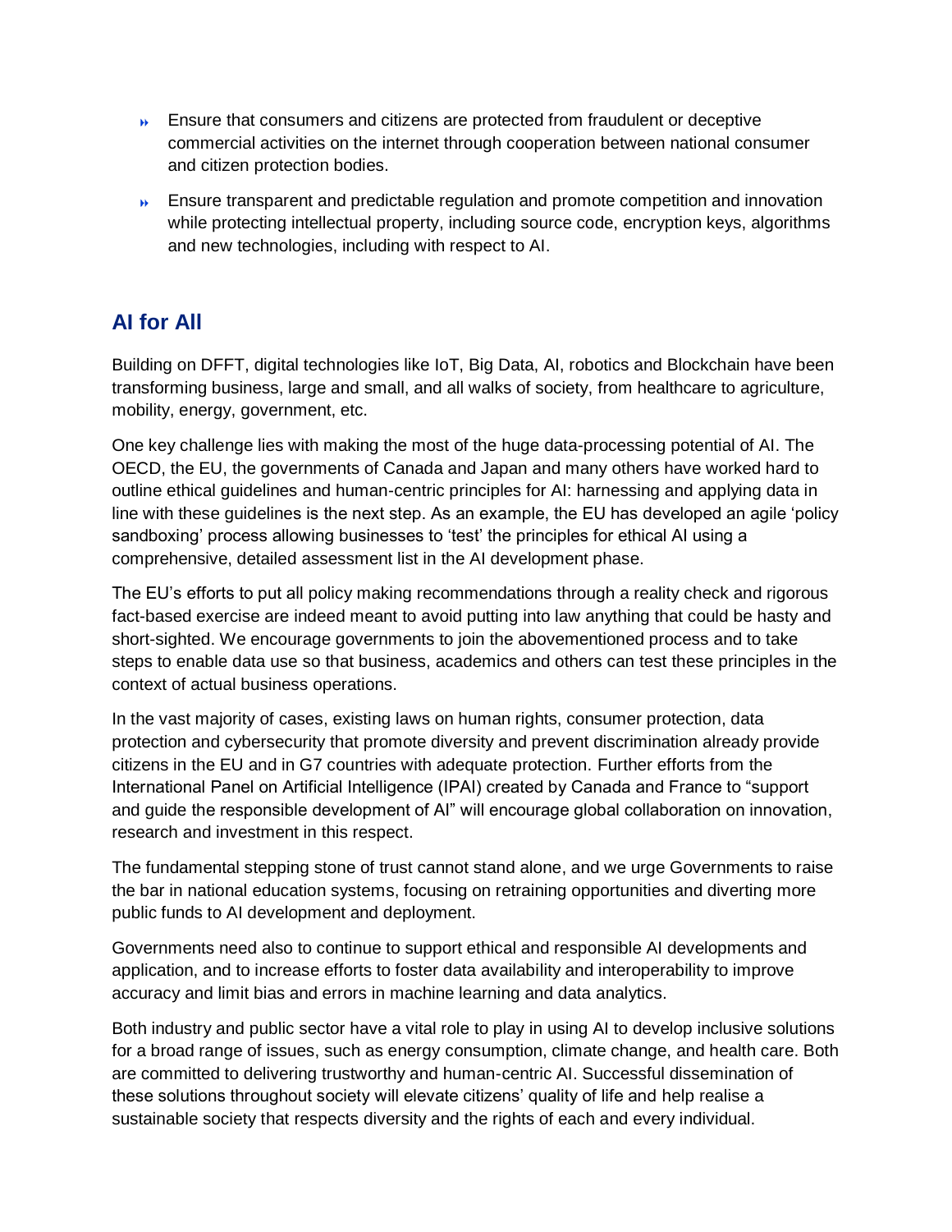- Ensure that consumers and citizens are protected from fraudulent or deceptive commercial activities on the internet through cooperation between national consumer and citizen protection bodies.
- Ensure transparent and predictable regulation and promote competition and innovation while protecting intellectual property, including source code, encryption keys, algorithms and new technologies, including with respect to AI.

## AI for All

Building on DFFT, digital technologies like IoT, Big Data, AI, robotics and Blockchain have been transforming business, large and small, and all walks of society, from healthcare to agriculture, mobility, energy, government, etc.

One key challenge lies with making the most of the huge data-processing potential of AI. The OECD, the EU, the governments of Canada and Japan and many others have worked hard to outline ethical guidelines and human-centric principles for AI: harnessing and applying data in line with these guidelines is the next step. As an example, the EU has developed an agile 'policy sandboxing' process allowing businesses to 'test' the principles for ethical AI using a comprehensive, detailed assessment list in the AI development phase.

The EU's efforts to put all policy making recommendations through a reality check and rigorous fact-based exercise are indeed meant to avoid putting into law anything that could be hasty and short-sighted. We encourage governments to join the abovementioned process and to take steps to enable data use so that business, academics and others can test these principles in the context of actual business operations.

In the vast majority of cases, existing laws on human rights, consumer protection, data protection and cybersecurity that promote diversity and prevent discrimination already provide citizens in the EU and in G7 countries with adequate protection. Further efforts from the International Panel on Artificial Intelligence (IPAI) created by Canada and France to "support and guide the responsible development of AI" will encourage global collaboration on innovation, research and investment in this respect.

The fundamental stepping stone of trust cannot stand alone, and we urge Governments to raise the bar in national education systems, focusing on retraining opportunities and diverting more public funds to AI development and deployment.

Governments need also to continue to support ethical and responsible AI developments and application, and to increase efforts to foster data availability and interoperability to improve accuracy and limit bias and errors in machine learning and data analytics.

Both industry and public sector have a vital role to play in using AI to develop inclusive solutions for a broad range of issues, such as energy consumption, climate change, and health care. Both are committed to delivering trustworthy and human-centric AI. Successful dissemination of these solutions throughout society will elevate citizens' quality of life and help realise a sustainable society that respects diversity and the rights of each and every individual.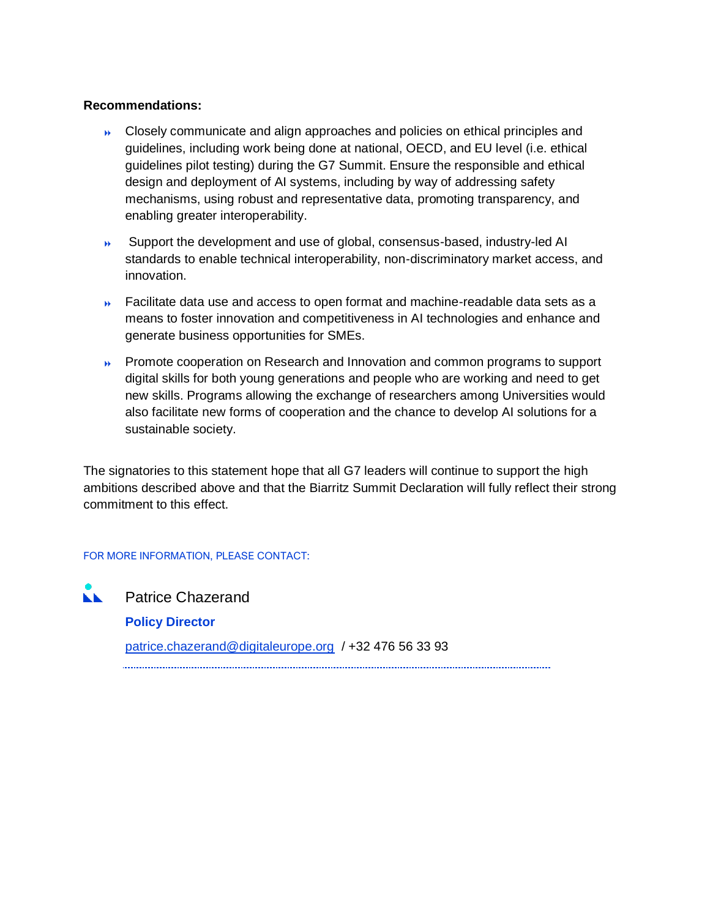**Recommendations:**

- Closely communicate and align approaches and policies on ethical principles and guidelines, including work being done at national, OECD, and EU level (i.e. ethical guidelines pilot testing) during the G7 Summit. Ensure the responsible and ethical design and deployment of AI systems, including by way of addressing safety mechanisms, using robust and representative data, promoting transparency, and enabling greater interoperability.
- Support the development and use of global, consensus-based, industry-led AI standards to enable technical interoperability, non-discriminatory market access, and innovation.
- Facilitate data use and access to open format and machine-readable data sets as a means to foster innovation and competitiveness in AI technologies and enhance and generate business opportunities for SMEs.
- Promote cooperation on Research and Innovation and common programs to support digital skills for both young generations and people who are working and need to get new skills. Programs allowing the exchange of researchers among Universities would also facilitate new forms of cooperation and the chance to develop AI solutions for a sustainable society.

The signatories to this statement hope that all G7 leaders will continue to support the high ambitions described above and that the Biarritz Summit Declaration will fully reflect their strong commitment to this effect.

FOR MORE INFORMATION, PLEASE CONTACT:

Patrice Chazerand

**Policy Director**

patrice.chazerand@digitaleurope.org / +32 476 56 33 93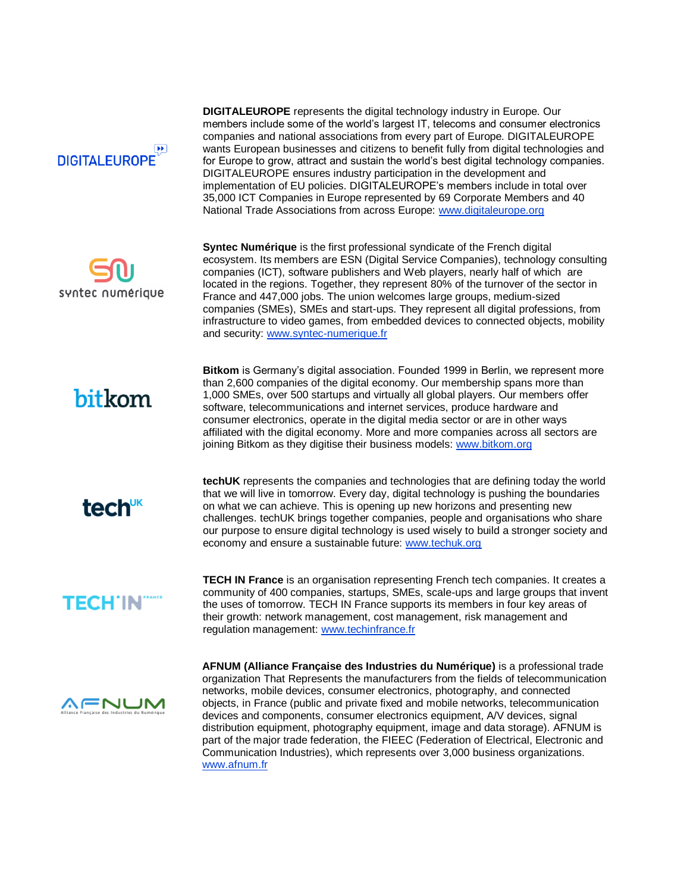**DIGITALEUROPE** represents the digital technology industry in Europe. Our members include some of the world's largest IT, telecoms and consumer electronics companies and national associations from every part of Europe. DIGITALEUROPE wants European businesses and citizens to benefit fully from digital technologies and for Europe to grow, attract and sustain the world's best digital technology companies. DIGITALEUROPE ensures industry participation in the development and implementation of EU policies. DIGITALEUROPE's members include in total over 35,000 ICT Companies in Europe represented by 69 Corporate Members and 40 National Trade Associations from across Europe: [www.digitaleurope.org](http://www.digitaleurope.org)

**Syntec Numérique** is the first professional syndicate of the French digital ecosystem. Its members are ESN (Digital Service Companies), technology consulting companies (ICT), software publishers and Web players, nearly half of which are located in the regions. Together, they represent 80% of the turnover of the sector in France and 447,000 jobs. The union welcomes large groups, medium-sized companies (SMEs), SMEs and start-ups. They represent all digital professions, from infrastructure to video games, from embedded devices to connected objects, mobility and security: [www.syntec-numerique.fr](http://www.syntec-numerique.fr)

**Bitkom** is Germany's digital association. Founded 1999 in Berlin, we represent more than 2,600 companies of the digital economy. Our membership spans more than 1,000 SMEs, over 500 startups and virtually all global players. Our members offer software, telecommunications and internet services, produce hardware and consumer electronics, operate in the digital media sector or are in other ways affiliated with the digital economy. More and more companies across all sectors are joining Bitkom as they digitise their business models: [www.bitkom.org](http://www.bitkom.org)

**techUK** represents the companies and technologies that are defining today the world that we will live in tomorrow. Every day, digital technology is pushing the boundaries on what we can achieve. This is opening up new horizons and presenting new challenges. techUK brings together companies, people and organisations who share our purpose to ensure digital technology is used wisely to build a stronger society and economy and ensure a sustainable future: [www.techuk.org](http://www.techuk.org)

**TECH IN France** is an organisation representing French tech companies. It creates a community of 400 companies, startups, SMEs, scale-ups and large groups that invent the uses of tomorrow. TECH IN France supports its members in four key areas of their growth: network management, cost management, risk management and regulation management: [www.techinfrance.fr](http://www.techinfrance.fr)

**AFNUM (Alliance Française des Industries du Numérique)** is a professional trade organization That Represents the manufacturers from the fields of telecommunication networks, mobile devices, consumer electronics, photography, and connected objects, in France (public and private fixed and mobile networks, telecommunication devices and components, consumer electronics equipment, A/V devices, signal distribution equipment, photography equipment, image and data storage). AFNUM is part of the major trade federation, the FIEEC (Federation of Electrical, Electronic and Communication Industries), which represents over 3,000 business organizations. [www.afnum.fr](http://www.afnum.fr)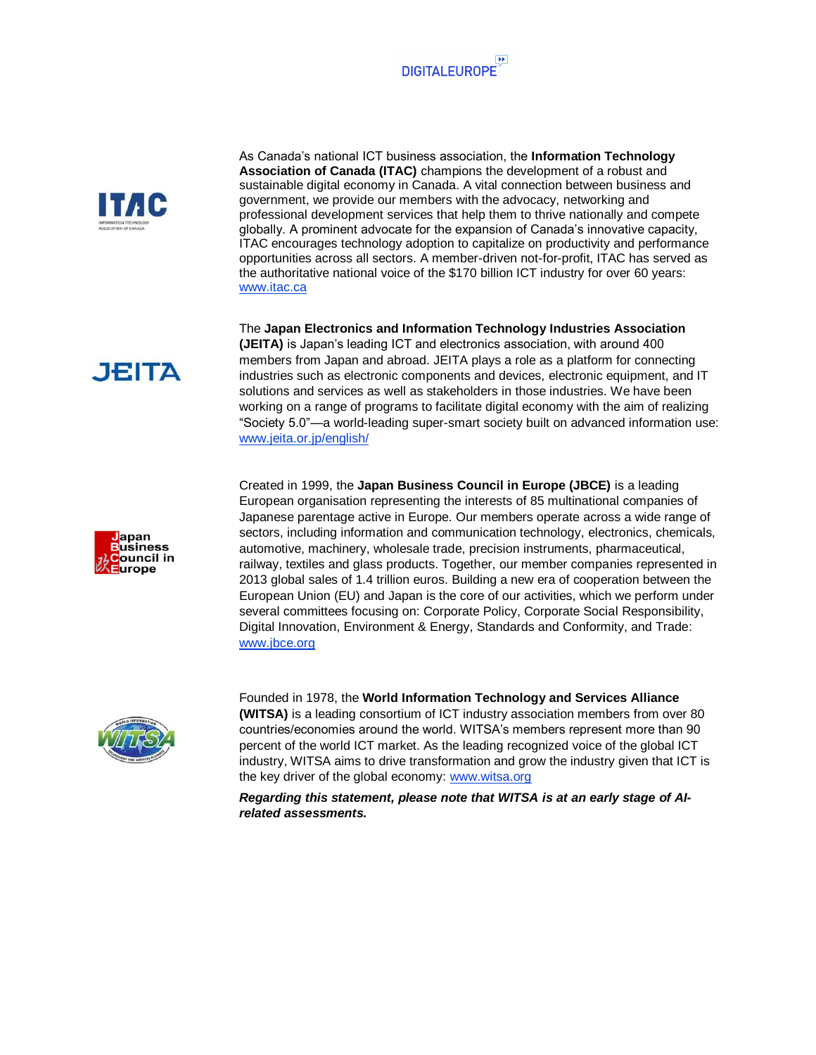As Canada's national ICT business association, the **Information Technology Association of Canada (ITAC)** champions the development of a robust and sustainable digital economy in Canada. A vital connection between business and government, we provide our members with the advocacy, networking and professional development services that help them to thrive nationally and compete globally. A prominent advocate for the expansion of Canada's innovative capacity, ITAC encourages technology adoption to capitalize on productivity and performance opportunities across all sectors. A member-driven not-for-profit, ITAC has served as the authoritative national voice of the $170 billion ICT industry for over 60 years: www.itac.ca

The **Japan Electronics and Information Technology Industries Association (JEITA)** is Japan's leading ICT and electronics association, with around 400 members from Japan and abroad. JEITA plays a role as a platform for connecting industries such as electronic components and devices, electronic equipment, and IT solutions and services as well as stakeholders in those industries. We have been working on a range of programs to facilitate digital economy with the aim of realizing "Society 5.0"—a world-leading super-smart society built on advanced information use: www.jeita.or.jp/english/

Created in 1999, the **Japan Business Council in Europe (JBCE)** is a leading European organisation representing the interests of 85 multinational companies of Japanese parentage active in Europe. Our members operate across a wide range of sectors, including information and communication technology, electronics, chemicals, automotive, machinery, wholesale trade, precision instruments, pharmaceutical, railway, textiles and glass products. Together, our member companies represented in 2013 global sales of 1.4 trillion euros. Building a new era of cooperation between the European Union (EU) and Japan is the core of our activities, which we perform under several committees focusing on: Corporate Policy, Corporate Social Responsibility, Digital Innovation, Environment & Energy, Standards and Conformity, and Trade: www.jbce.org

Founded in 1978, the **World Information Technology and Services Alliance (WITSA)** is a leading consortium of ICT industry association members from over 80 countries/economies around the world. WITSA's members represent more than 90 percent of the world ICT market. As the leading recognized voice of the global ICT industry, WITSA aims to drive transformation and grow the industry given that ICT is the key driver of the global economy: www.witsa.org

***Regarding this statement, please note that WITSA is at an early stage of AI-related assessments.***